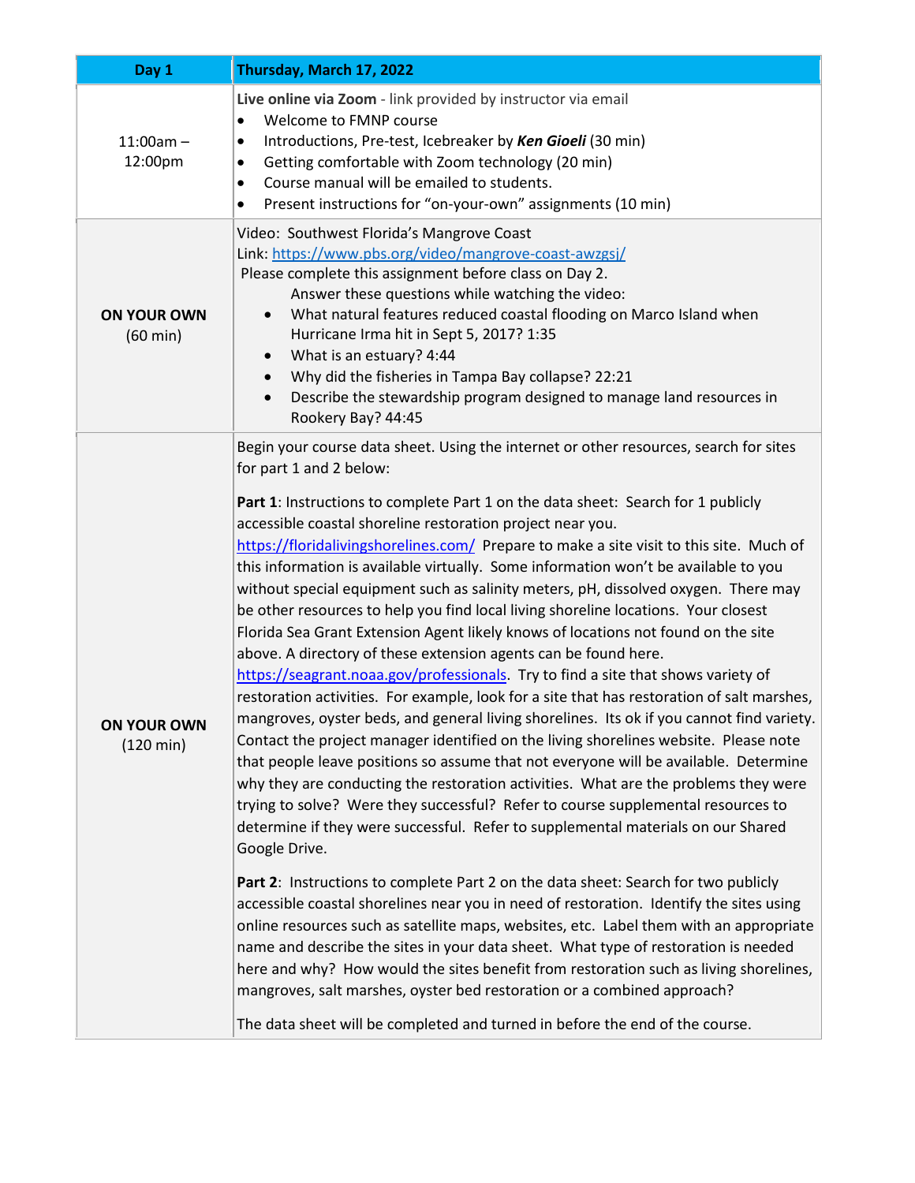| Day 1 | Thursday, March 17, 2022 |
|---|---|
| 11:00am – 12:00pm | **Live online via Zoom** - link provided by instructor via email<br>• Welcome to FMNP course<br>• Introductions, Pre-test, Icebreaker by ***Ken Gioeli*** (30 min)<br>• Getting comfortable with Zoom technology (20 min)<br>• Course manual will be emailed to students.<br>• Present instructions for "on-your-own" assignments (10 min) |
| **ON YOUR OWN** (60 min) | Video: Southwest Florida's Mangrove Coast<br>Link: https://www.pbs.org/video/mangrove-coast-awzgsj/<br>Please complete this assignment before class on Day 2.<br>Answer these questions while watching the video:<br>• What natural features reduced coastal flooding on Marco Island when Hurricane Irma hit in Sept 5, 2017? 1:35<br>• What is an estuary? 4:44<br>• Why did the fisheries in Tampa Bay collapse? 22:21<br>• Describe the stewardship program designed to manage land resources in Rookery Bay? 44:45 |
| **ON YOUR OWN** (120 min) | Begin your course data sheet. Using the internet or other resources, search for sites for part 1 and 2 below:<br><br>**Part 1**: Instructions to complete Part 1 on the data sheet: Search for 1 publicly accessible coastal shoreline restoration project near you. https://floridalivingshorelines.com/ Prepare to make a site visit to this site. Much of this information is available virtually. Some information won't be available to you without special equipment such as salinity meters, pH, dissolved oxygen. There may be other resources to help you find local living shoreline locations. Your closest Florida Sea Grant Extension Agent likely knows of locations not found on the site above. A directory of these extension agents can be found here. https://seagrant.noaa.gov/professionals. Try to find a site that shows variety of restoration activities. For example, look for a site that has restoration of salt marshes, mangroves, oyster beds, and general living shorelines. Its ok if you cannot find variety. Contact the project manager identified on the living shorelines website. Please note that people leave positions so assume that not everyone will be available. Determine why they are conducting the restoration activities. What are the problems they were trying to solve? Were they successful? Refer to course supplemental resources to determine if they were successful. Refer to supplemental materials on our Shared Google Drive.<br><br>**Part 2**: Instructions to complete Part 2 on the data sheet: Search for two publicly accessible coastal shorelines near you in need of restoration. Identify the sites using online resources such as satellite maps, websites, etc. Label them with an appropriate name and describe the sites in your data sheet. What type of restoration is needed here and why? How would the sites benefit from restoration such as living shorelines, mangroves, salt marshes, oyster bed restoration or a combined approach?<br><br>The data sheet will be completed and turned in before the end of the course. |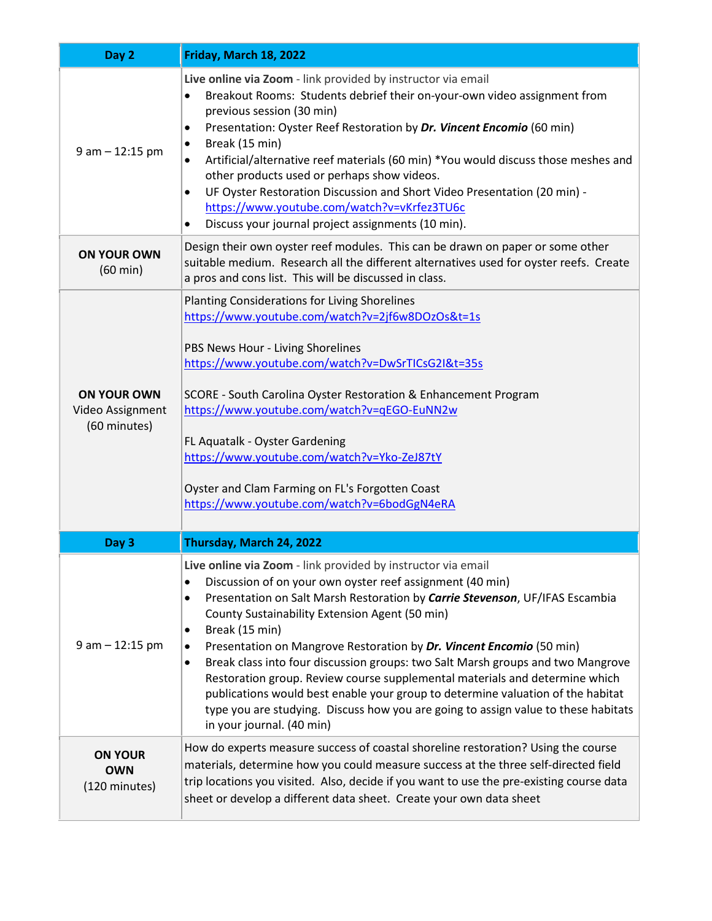| Day 2 | Friday, March 18, 2022 |
| --- | --- |
| 9 am – 12:15 pm | **Live online via Zoom** - link provided by instructor via email<br>• Breakout Rooms: Students debrief their on-your-own video assignment from previous session (30 min)<br>• Presentation: Oyster Reef Restoration by ***Dr. Vincent Encomio*** (60 min)<br>• Break (15 min)<br>• Artificial/alternative reef materials (60 min) *You would discuss those meshes and other products used or perhaps show videos.<br>• UF Oyster Restoration Discussion and Short Video Presentation (20 min) - https://www.youtube.com/watch?v=vKrfez3TU6c<br>• Discuss your journal project assignments (10 min). |
| **ON YOUR OWN** (60 min) | Design their own oyster reef modules. This can be drawn on paper or some other suitable medium. Research all the different alternatives used for oyster reefs. Create a pros and cons list. This will be discussed in class. |
| **ON YOUR OWN** Video Assignment (60 minutes) | Planting Considerations for Living Shorelines<br>https://www.youtube.com/watch?v=2jf6w8DOzOs&t=1s<br><br>PBS News Hour - Living Shorelines<br>https://www.youtube.com/watch?v=DwSrTICsG2I&t=35s<br><br>SCORE - South Carolina Oyster Restoration & Enhancement Program<br>https://www.youtube.com/watch?v=qEGO-EuNN2w<br><br>FL Aquatalk - Oyster Gardening<br>https://www.youtube.com/watch?v=Yko-ZeJ87tY<br><br>Oyster and Clam Farming on FL's Forgotten Coast<br>https://www.youtube.com/watch?v=6bodGgN4eRA |
| **Day 3** | **Thursday, March 24, 2022** |
| 9 am – 12:15 pm | **Live online via Zoom** - link provided by instructor via email<br>• Discussion of on your own oyster reef assignment (40 min)<br>• Presentation on Salt Marsh Restoration by ***Carrie Stevenson***, UF/IFAS Escambia County Sustainability Extension Agent (50 min)<br>• Break (15 min)<br>• Presentation on Mangrove Restoration by ***Dr. Vincent Encomio*** (50 min)<br>• Break class into four discussion groups: two Salt Marsh groups and two Mangrove Restoration group. Review course supplemental materials and determine which publications would best enable your group to determine valuation of the habitat type you are studying. Discuss how you are going to assign value to these habitats in your journal. (40 min) |
| **ON YOUR OWN** (120 minutes) | How do experts measure success of coastal shoreline restoration? Using the course materials, determine how you could measure success at the three self-directed field trip locations you visited. Also, decide if you want to use the pre-existing course data sheet or develop a different data sheet. Create your own data sheet |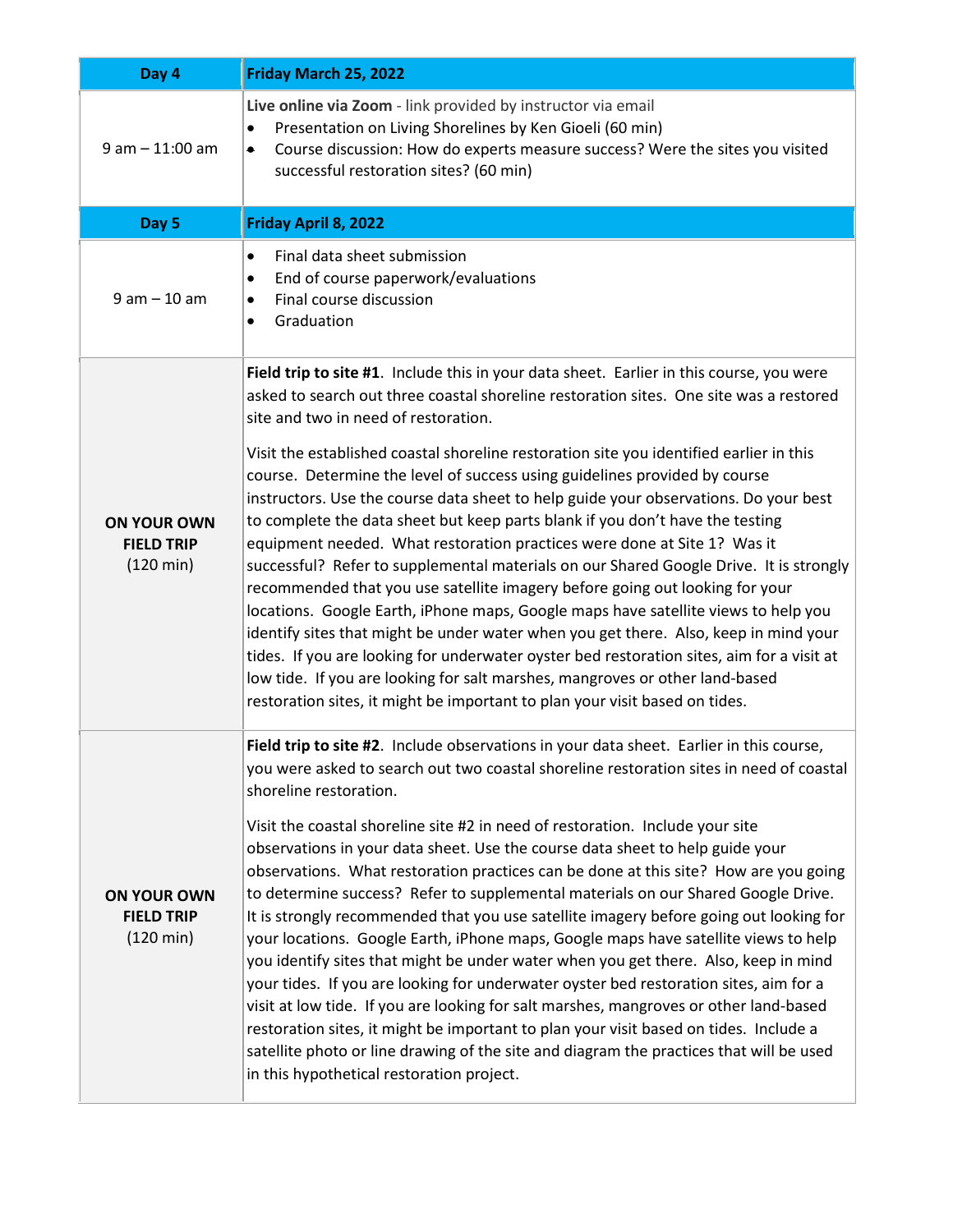| Day 4 | Friday March 25, 2022 |
|---|---|
| 9 am – 11:00 am | **Live online via Zoom** - link provided by instructor via email<br>• Presentation on Living Shorelines by Ken Gioeli (60 min)<br>• Course discussion: How do experts measure success? Were the sites you visited successful restoration sites? (60 min) |
| **Day 5** | **Friday April 8, 2022** |
| 9 am – 10 am | • Final data sheet submission<br>• End of course paperwork/evaluations<br>• Final course discussion<br>• Graduation |
| **ON YOUR OWN FIELD TRIP** (120 min) | **Field trip to site #1**. Include this in your data sheet. Earlier in this course, you were asked to search out three coastal shoreline restoration sites. One site was a restored site and two in need of restoration.<br><br>Visit the established coastal shoreline restoration site you identified earlier in this course. Determine the level of success using guidelines provided by course instructors. Use the course data sheet to help guide your observations. Do your best to complete the data sheet but keep parts blank if you don't have the testing equipment needed. What restoration practices were done at Site 1? Was it successful? Refer to supplemental materials on our Shared Google Drive. It is strongly recommended that you use satellite imagery before going out looking for your locations. Google Earth, iPhone maps, Google maps have satellite views to help you identify sites that might be under water when you get there. Also, keep in mind your tides. If you are looking for underwater oyster bed restoration sites, aim for a visit at low tide. If you are looking for salt marshes, mangroves or other land-based restoration sites, it might be important to plan your visit based on tides. |
| **ON YOUR OWN FIELD TRIP** (120 min) | **Field trip to site #2**. Include observations in your data sheet. Earlier in this course, you were asked to search out two coastal shoreline restoration sites in need of coastal shoreline restoration.<br><br>Visit the coastal shoreline site #2 in need of restoration. Include your site observations in your data sheet. Use the course data sheet to help guide your observations. What restoration practices can be done at this site? How are you going to determine success? Refer to supplemental materials on our Shared Google Drive. It is strongly recommended that you use satellite imagery before going out looking for your locations. Google Earth, iPhone maps, Google maps have satellite views to help you identify sites that might be under water when you get there. Also, keep in mind your tides. If you are looking for underwater oyster bed restoration sites, aim for a visit at low tide. If you are looking for salt marshes, mangroves or other land-based restoration sites, it might be important to plan your visit based on tides. Include a satellite photo or line drawing of the site and diagram the practices that will be used in this hypothetical restoration project. |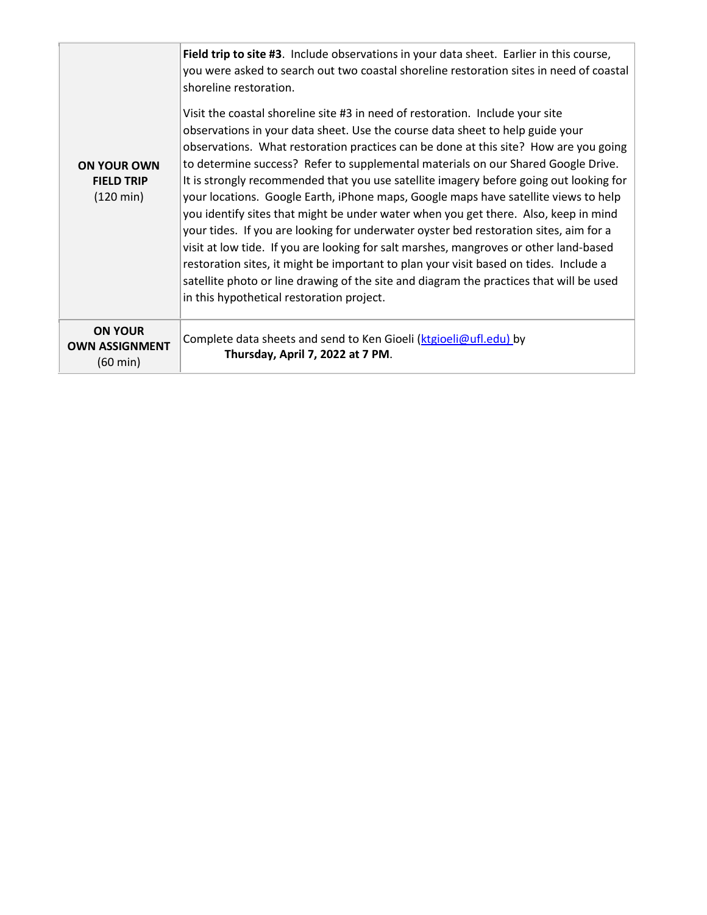| | |
|---|---|
| **ON YOUR OWN FIELD TRIP** (120 min) | **Field trip to site #3**. Include observations in your data sheet. Earlier in this course, you were asked to search out two coastal shoreline restoration sites in need of coastal shoreline restoration.<br><br>Visit the coastal shoreline site #3 in need of restoration. Include your site observations in your data sheet. Use the course data sheet to help guide your observations. What restoration practices can be done at this site? How are you going to determine success? Refer to supplemental materials on our Shared Google Drive. It is strongly recommended that you use satellite imagery before going out looking for your locations. Google Earth, iPhone maps, Google maps have satellite views to help you identify sites that might be under water when you get there. Also, keep in mind your tides. If you are looking for underwater oyster bed restoration sites, aim for a visit at low tide. If you are looking for salt marshes, mangroves or other land-based restoration sites, it might be important to plan your visit based on tides. Include a satellite photo or line drawing of the site and diagram the practices that will be used in this hypothetical restoration project. |
| **ON YOUR OWN ASSIGNMENT** (60 min) | Complete data sheets and send to Ken Gioeli (ktgioeli@ufl.edu) by **Thursday, April 7, 2022 at 7 PM**. |